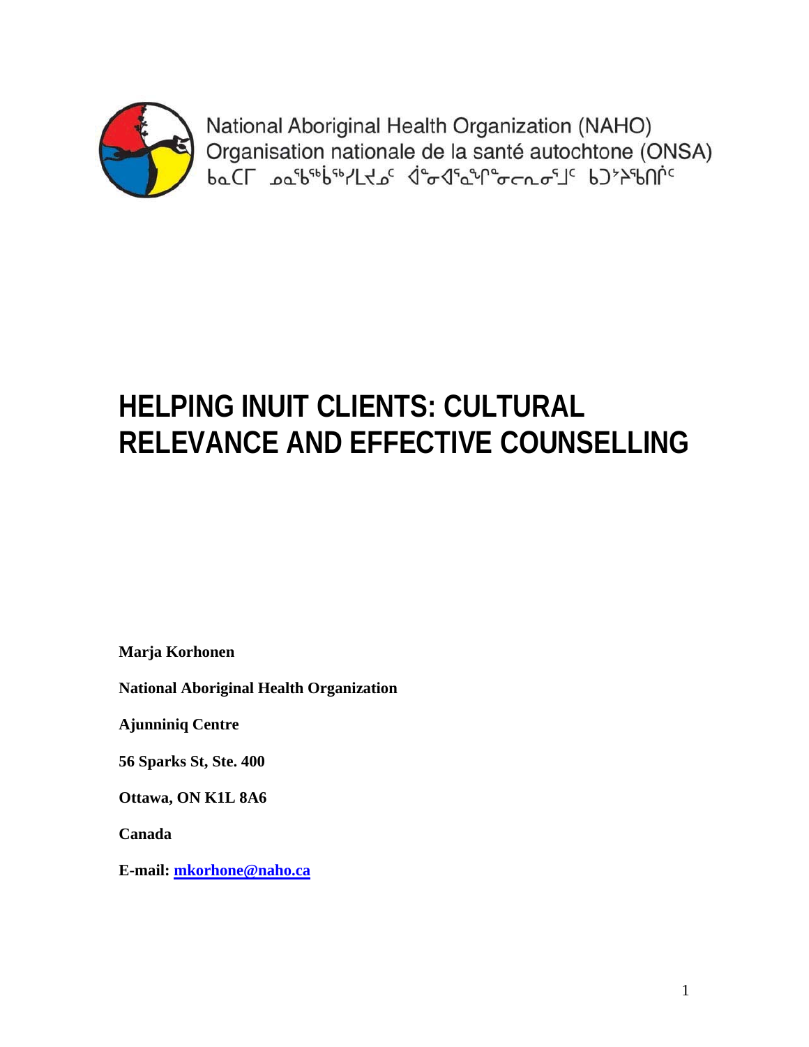National Aboriginal Health Organization (NAHO)
Organisation nationale de la santé autochtone (ONSA)
ᑲᓇᑕᒥ ᓄᓇᖃᖅᑳᖅᓯᒪᔪᓄᑦ ᐋᓐᓂᐊᕐᓇᖏᓐᓂᓕᕆᓂᕐᒧᑦ ᑲᑐᔾᔨᖃᑎᒌᑦ

# HELPING INUIT CLIENTS: CULTURAL RELEVANCE AND EFFECTIVE COUNSELLING

**Marja Korhonen**

**National Aboriginal Health Organization**

**Ajunniniq Centre**

**56 Sparks St, Ste. 400**

**Ottawa, ON K1L 8A6**

**Canada**

**E-mail: mkorhone@naho.ca**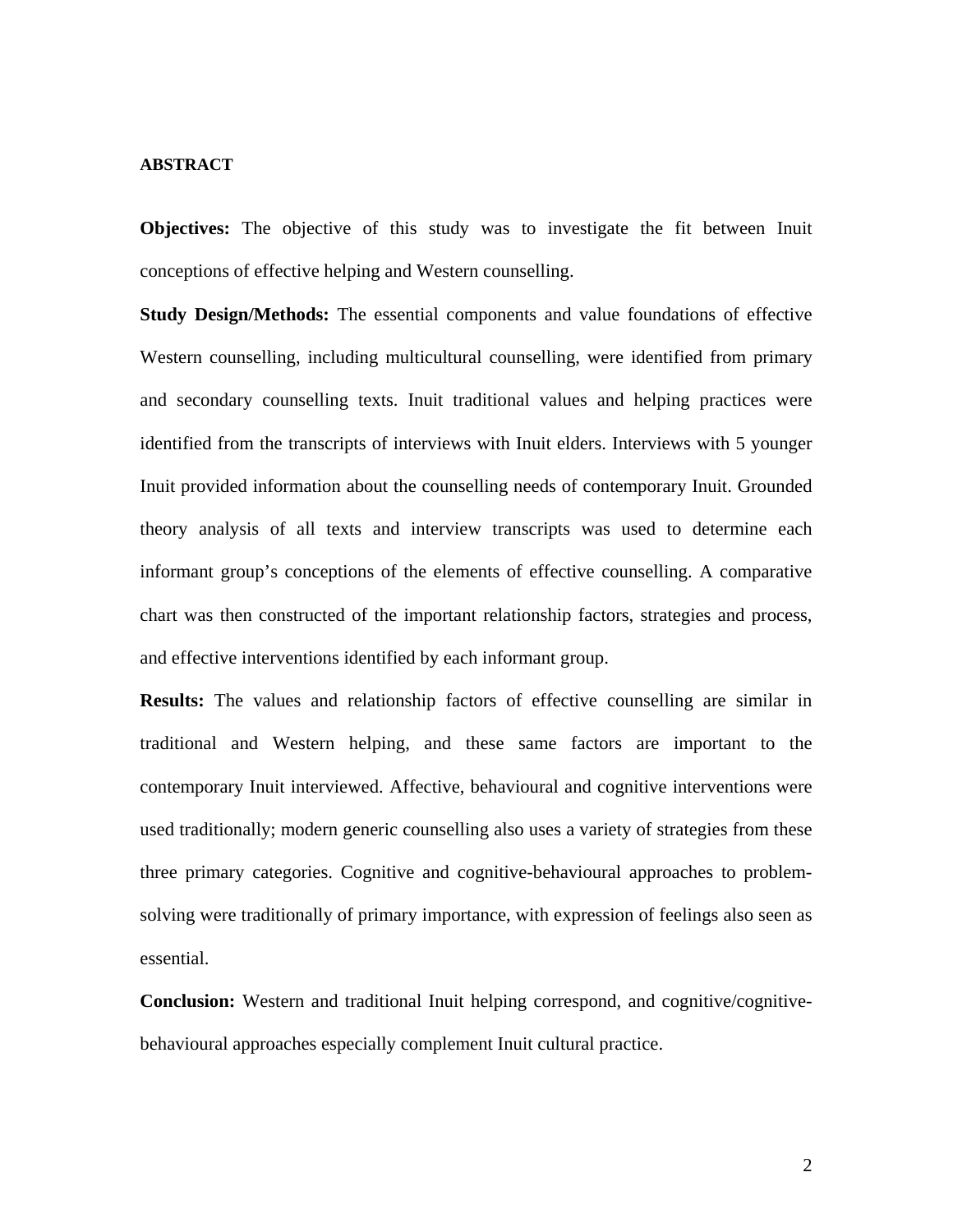## ABSTRACT

**Objectives:** The objective of this study was to investigate the fit between Inuit conceptions of effective helping and Western counselling.

**Study Design/Methods:** The essential components and value foundations of effective Western counselling, including multicultural counselling, were identified from primary and secondary counselling texts. Inuit traditional values and helping practices were identified from the transcripts of interviews with Inuit elders. Interviews with 5 younger Inuit provided information about the counselling needs of contemporary Inuit. Grounded theory analysis of all texts and interview transcripts was used to determine each informant group's conceptions of the elements of effective counselling. A comparative chart was then constructed of the important relationship factors, strategies and process, and effective interventions identified by each informant group.

**Results:** The values and relationship factors of effective counselling are similar in traditional and Western helping, and these same factors are important to the contemporary Inuit interviewed. Affective, behavioural and cognitive interventions were used traditionally; modern generic counselling also uses a variety of strategies from these three primary categories. Cognitive and cognitive-behavioural approaches to problem-solving were traditionally of primary importance, with expression of feelings also seen as essential.

**Conclusion:** Western and traditional Inuit helping correspond, and cognitive/cognitive-behavioural approaches especially complement Inuit cultural practice.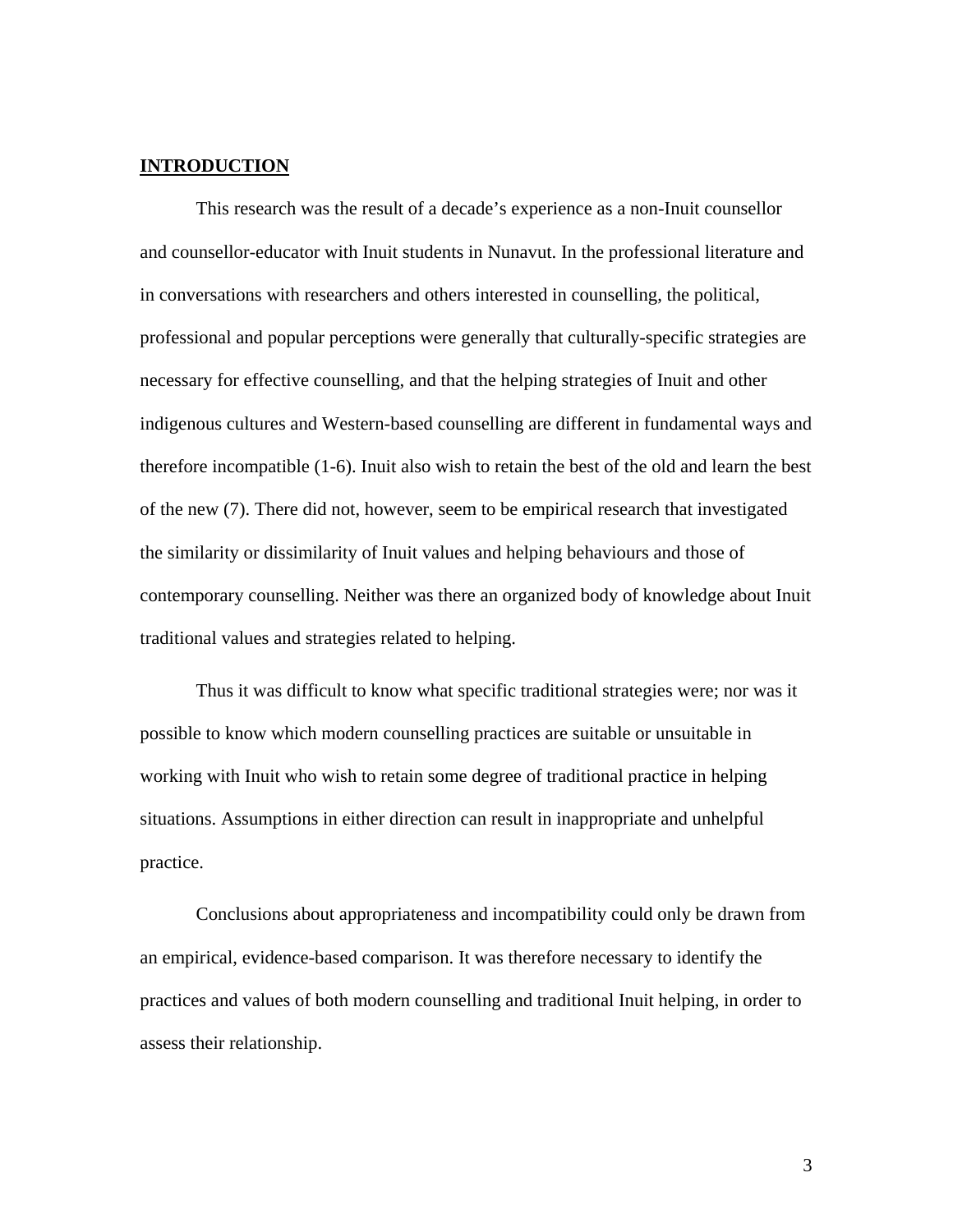## INTRODUCTION

This research was the result of a decade's experience as a non-Inuit counsellor and counsellor-educator with Inuit students in Nunavut. In the professional literature and in conversations with researchers and others interested in counselling, the political, professional and popular perceptions were generally that culturally-specific strategies are necessary for effective counselling, and that the helping strategies of Inuit and other indigenous cultures and Western-based counselling are different in fundamental ways and therefore incompatible (1-6). Inuit also wish to retain the best of the old and learn the best of the new (7). There did not, however, seem to be empirical research that investigated the similarity or dissimilarity of Inuit values and helping behaviours and those of contemporary counselling. Neither was there an organized body of knowledge about Inuit traditional values and strategies related to helping.

Thus it was difficult to know what specific traditional strategies were; nor was it possible to know which modern counselling practices are suitable or unsuitable in working with Inuit who wish to retain some degree of traditional practice in helping situations. Assumptions in either direction can result in inappropriate and unhelpful practice.

Conclusions about appropriateness and incompatibility could only be drawn from an empirical, evidence-based comparison. It was therefore necessary to identify the practices and values of both modern counselling and traditional Inuit helping, in order to assess their relationship.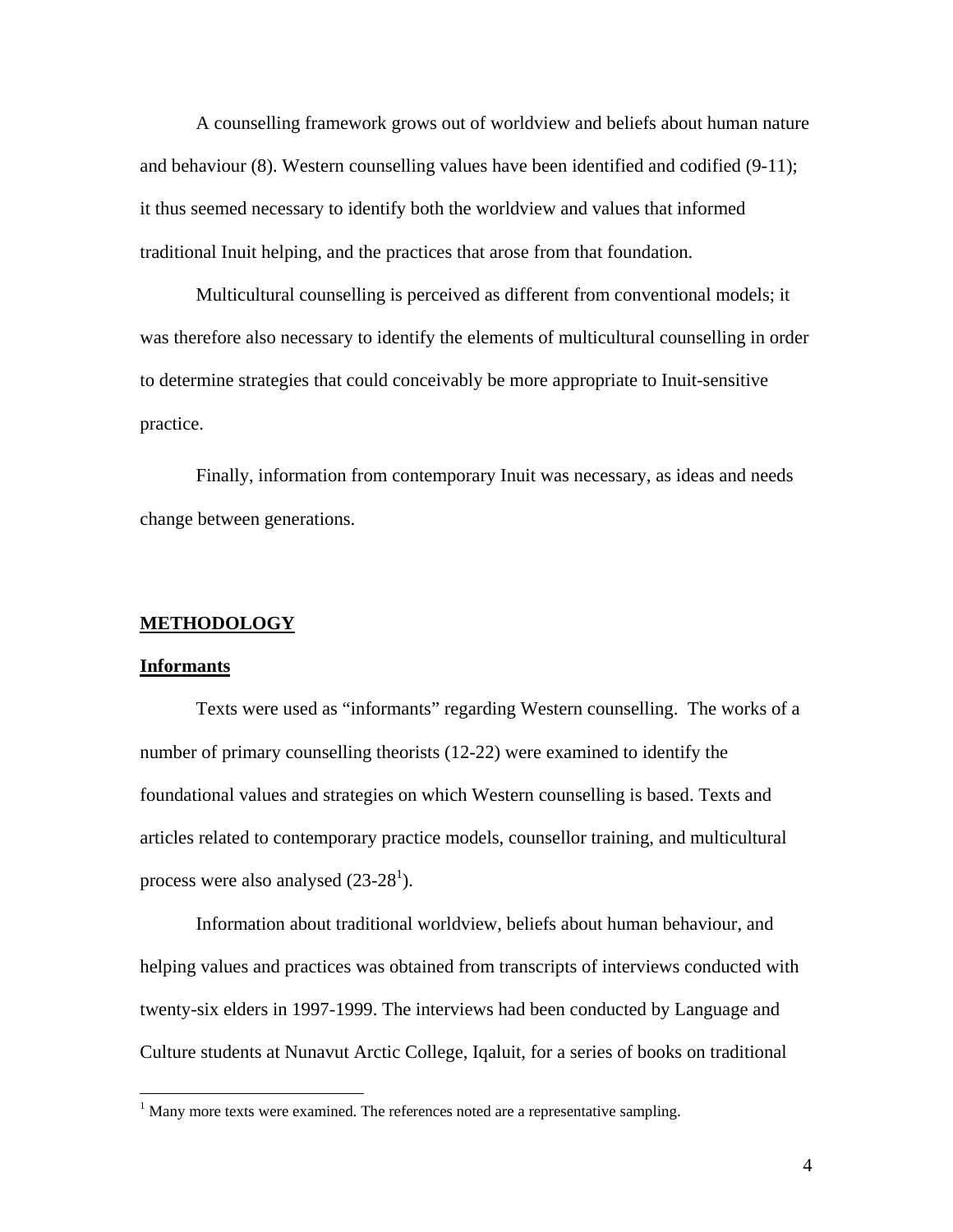A counselling framework grows out of worldview and beliefs about human nature and behaviour (8). Western counselling values have been identified and codified (9-11); it thus seemed necessary to identify both the worldview and values that informed traditional Inuit helping, and the practices that arose from that foundation.

Multicultural counselling is perceived as different from conventional models; it was therefore also necessary to identify the elements of multicultural counselling in order to determine strategies that could conceivably be more appropriate to Inuit-sensitive practice.

Finally, information from contemporary Inuit was necessary, as ideas and needs change between generations.

## METHODOLOGY

### Informants

Texts were used as "informants" regarding Western counselling. The works of a number of primary counselling theorists (12-22) were examined to identify the foundational values and strategies on which Western counselling is based. Texts and articles related to contemporary practice models, counsellor training, and multicultural process were also analysed (23-28[1]).

Information about traditional worldview, beliefs about human behaviour, and helping values and practices was obtained from transcripts of interviews conducted with twenty-six elders in 1997-1999. The interviews had been conducted by Language and Culture students at Nunavut Arctic College, Iqaluit, for a series of books on traditional

[1] Many more texts were examined. The references noted are a representative sampling.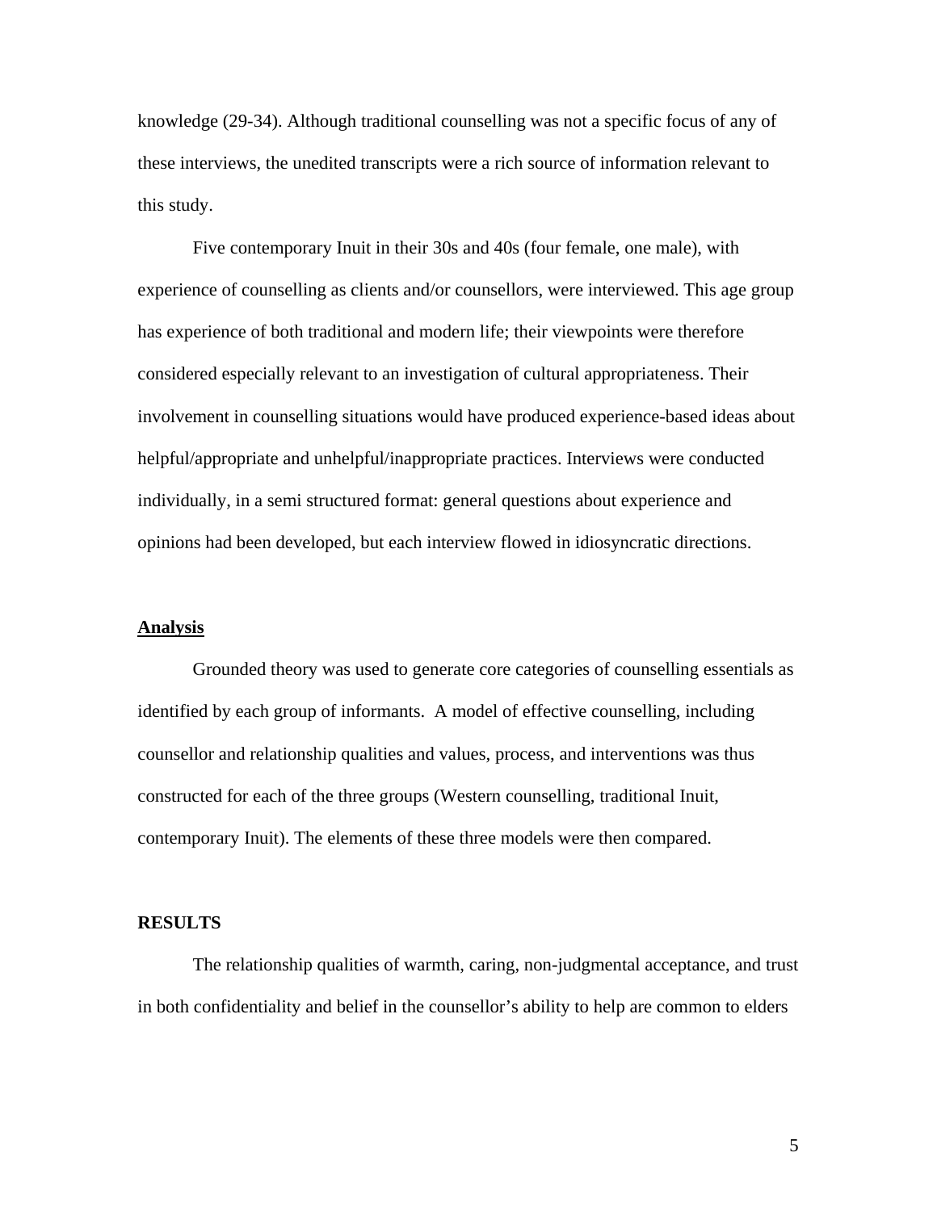knowledge (29-34). Although traditional counselling was not a specific focus of any of these interviews, the unedited transcripts were a rich source of information relevant to this study.

Five contemporary Inuit in their 30s and 40s (four female, one male), with experience of counselling as clients and/or counsellors, were interviewed. This age group has experience of both traditional and modern life; their viewpoints were therefore considered especially relevant to an investigation of cultural appropriateness. Their involvement in counselling situations would have produced experience-based ideas about helpful/appropriate and unhelpful/inappropriate practices. Interviews were conducted individually, in a semi structured format: general questions about experience and opinions had been developed, but each interview flowed in idiosyncratic directions.

### Analysis

Grounded theory was used to generate core categories of counselling essentials as identified by each group of informants. A model of effective counselling, including counsellor and relationship qualities and values, process, and interventions was thus constructed for each of the three groups (Western counselling, traditional Inuit, contemporary Inuit). The elements of these three models were then compared.

## RESULTS

The relationship qualities of warmth, caring, non-judgmental acceptance, and trust in both confidentiality and belief in the counsellor's ability to help are common to elders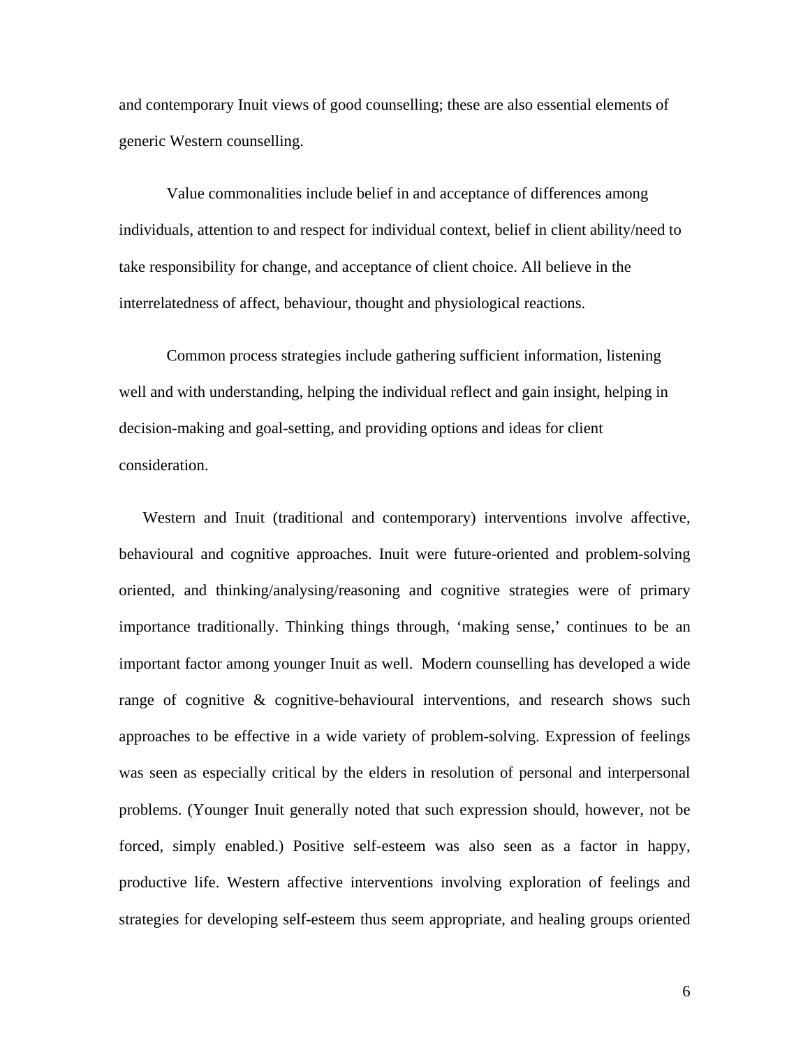and contemporary Inuit views of good counselling; these are also essential elements of generic Western counselling.

Value commonalities include belief in and acceptance of differences among individuals, attention to and respect for individual context, belief in client ability/need to take responsibility for change, and acceptance of client choice. All believe in the interrelatedness of affect, behaviour, thought and physiological reactions.

Common process strategies include gathering sufficient information, listening well and with understanding, helping the individual reflect and gain insight, helping in decision-making and goal-setting, and providing options and ideas for client consideration.

Western and Inuit (traditional and contemporary) interventions involve affective, behavioural and cognitive approaches. Inuit were future-oriented and problem-solving oriented, and thinking/analysing/reasoning and cognitive strategies were of primary importance traditionally. Thinking things through, 'making sense,' continues to be an important factor among younger Inuit as well. Modern counselling has developed a wide range of cognitive & cognitive-behavioural interventions, and research shows such approaches to be effective in a wide variety of problem-solving. Expression of feelings was seen as especially critical by the elders in resolution of personal and interpersonal problems. (Younger Inuit generally noted that such expression should, however, not be forced, simply enabled.) Positive self-esteem was also seen as a factor in happy, productive life. Western affective interventions involving exploration of feelings and strategies for developing self-esteem thus seem appropriate, and healing groups oriented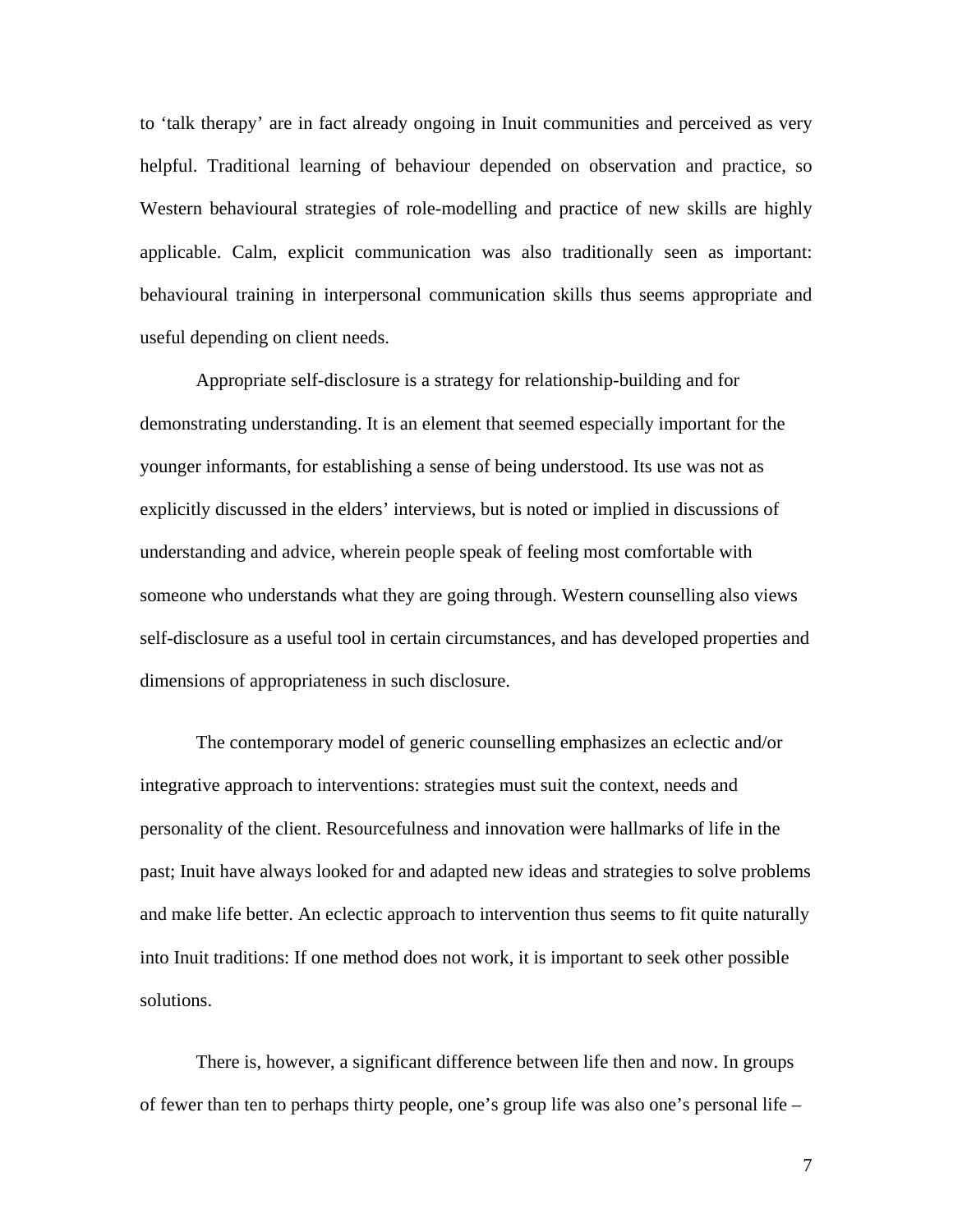to 'talk therapy' are in fact already ongoing in Inuit communities and perceived as very helpful. Traditional learning of behaviour depended on observation and practice, so Western behavioural strategies of role-modelling and practice of new skills are highly applicable. Calm, explicit communication was also traditionally seen as important: behavioural training in interpersonal communication skills thus seems appropriate and useful depending on client needs.

Appropriate self-disclosure is a strategy for relationship-building and for demonstrating understanding. It is an element that seemed especially important for the younger informants, for establishing a sense of being understood. Its use was not as explicitly discussed in the elders' interviews, but is noted or implied in discussions of understanding and advice, wherein people speak of feeling most comfortable with someone who understands what they are going through. Western counselling also views self-disclosure as a useful tool in certain circumstances, and has developed properties and dimensions of appropriateness in such disclosure.

The contemporary model of generic counselling emphasizes an eclectic and/or integrative approach to interventions: strategies must suit the context, needs and personality of the client. Resourcefulness and innovation were hallmarks of life in the past; Inuit have always looked for and adapted new ideas and strategies to solve problems and make life better. An eclectic approach to intervention thus seems to fit quite naturally into Inuit traditions: If one method does not work, it is important to seek other possible solutions.

There is, however, a significant difference between life then and now. In groups of fewer than ten to perhaps thirty people, one's group life was also one's personal life –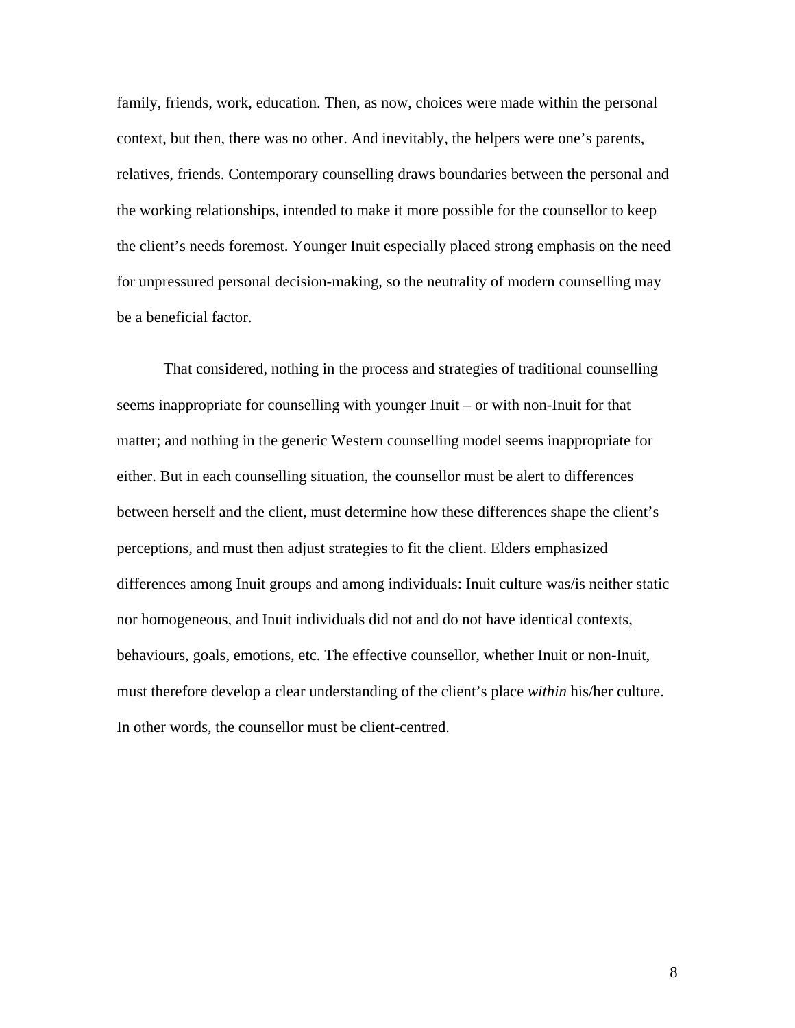family, friends, work, education. Then, as now, choices were made within the personal context, but then, there was no other. And inevitably, the helpers were one's parents, relatives, friends. Contemporary counselling draws boundaries between the personal and the working relationships, intended to make it more possible for the counsellor to keep the client's needs foremost. Younger Inuit especially placed strong emphasis on the need for unpressured personal decision-making, so the neutrality of modern counselling may be a beneficial factor.

That considered, nothing in the process and strategies of traditional counselling seems inappropriate for counselling with younger Inuit – or with non-Inuit for that matter; and nothing in the generic Western counselling model seems inappropriate for either. But in each counselling situation, the counsellor must be alert to differences between herself and the client, must determine how these differences shape the client's perceptions, and must then adjust strategies to fit the client. Elders emphasized differences among Inuit groups and among individuals: Inuit culture was/is neither static nor homogeneous, and Inuit individuals did not and do not have identical contexts, behaviours, goals, emotions, etc. The effective counsellor, whether Inuit or non-Inuit, must therefore develop a clear understanding of the client's place *within* his/her culture. In other words, the counsellor must be client-centred.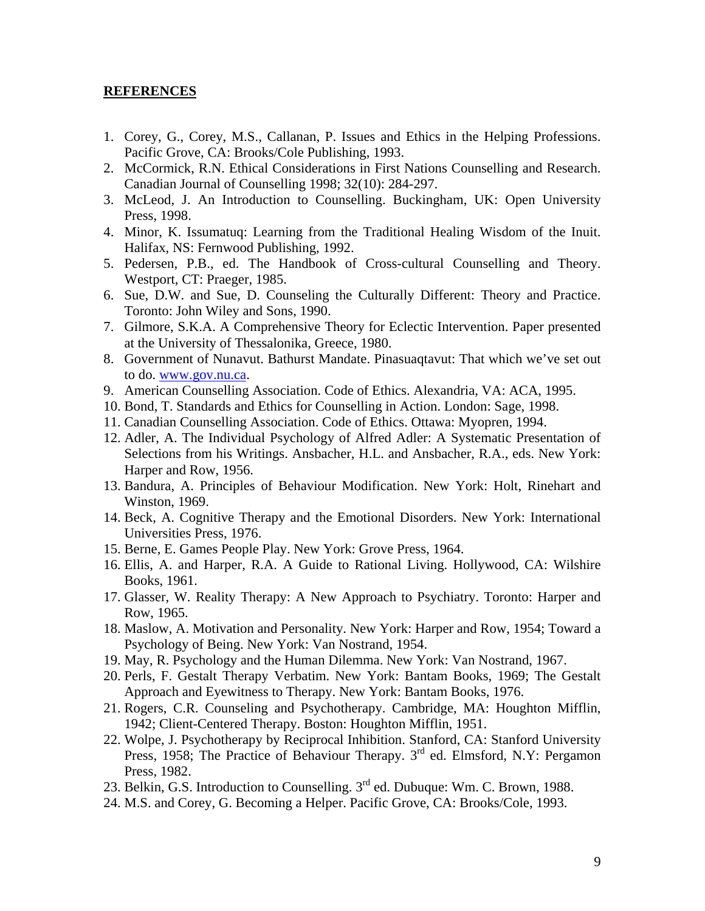## REFERENCES

1. Corey, G., Corey, M.S., Callanan, P. Issues and Ethics in the Helping Professions. Pacific Grove, CA: Brooks/Cole Publishing, 1993.
2. McCormick, R.N. Ethical Considerations in First Nations Counselling and Research. Canadian Journal of Counselling 1998; 32(10): 284-297.
3. McLeod, J. An Introduction to Counselling. Buckingham, UK: Open University Press, 1998.
4. Minor, K. Issumatuq: Learning from the Traditional Healing Wisdom of the Inuit. Halifax, NS: Fernwood Publishing, 1992.
5. Pedersen, P.B., ed. The Handbook of Cross-cultural Counselling and Theory. Westport, CT: Praeger, 1985.
6. Sue, D.W. and Sue, D. Counseling the Culturally Different: Theory and Practice. Toronto: John Wiley and Sons, 1990.
7. Gilmore, S.K.A. A Comprehensive Theory for Eclectic Intervention. Paper presented at the University of Thessalonika, Greece, 1980.
8. Government of Nunavut. Bathurst Mandate. Pinasuaqtavut: That which we've set out to do. [www.gov.nu.ca](www.gov.nu.ca).
9. American Counselling Association. Code of Ethics. Alexandria, VA: ACA, 1995.
10. Bond, T. Standards and Ethics for Counselling in Action. London: Sage, 1998.
11. Canadian Counselling Association. Code of Ethics. Ottawa: Myopren, 1994.
12. Adler, A. The Individual Psychology of Alfred Adler: A Systematic Presentation of Selections from his Writings. Ansbacher, H.L. and Ansbacher, R.A., eds. New York: Harper and Row, 1956.
13. Bandura, A. Principles of Behaviour Modification. New York: Holt, Rinehart and Winston, 1969.
14. Beck, A. Cognitive Therapy and the Emotional Disorders. New York: International Universities Press, 1976.
15. Berne, E. Games People Play. New York: Grove Press, 1964.
16. Ellis, A. and Harper, R.A. A Guide to Rational Living. Hollywood, CA: Wilshire Books, 1961.
17. Glasser, W. Reality Therapy: A New Approach to Psychiatry. Toronto: Harper and Row, 1965.
18. Maslow, A. Motivation and Personality. New York: Harper and Row, 1954; Toward a Psychology of Being. New York: Van Nostrand, 1954.
19. May, R. Psychology and the Human Dilemma. New York: Van Nostrand, 1967.
20. Perls, F. Gestalt Therapy Verbatim. New York: Bantam Books, 1969; The Gestalt Approach and Eyewitness to Therapy. New York: Bantam Books, 1976.
21. Rogers, C.R. Counseling and Psychotherapy. Cambridge, MA: Houghton Mifflin, 1942; Client-Centered Therapy. Boston: Houghton Mifflin, 1951.
22. Wolpe, J. Psychotherapy by Reciprocal Inhibition. Stanford, CA: Stanford University Press, 1958; The Practice of Behaviour Therapy. 3rd ed. Elmsford, N.Y: Pergamon Press, 1982.
23. Belkin, G.S. Introduction to Counselling. 3rd ed. Dubuque: Wm. C. Brown, 1988.
24. M.S. and Corey, G. Becoming a Helper. Pacific Grove, CA: Brooks/Cole, 1993.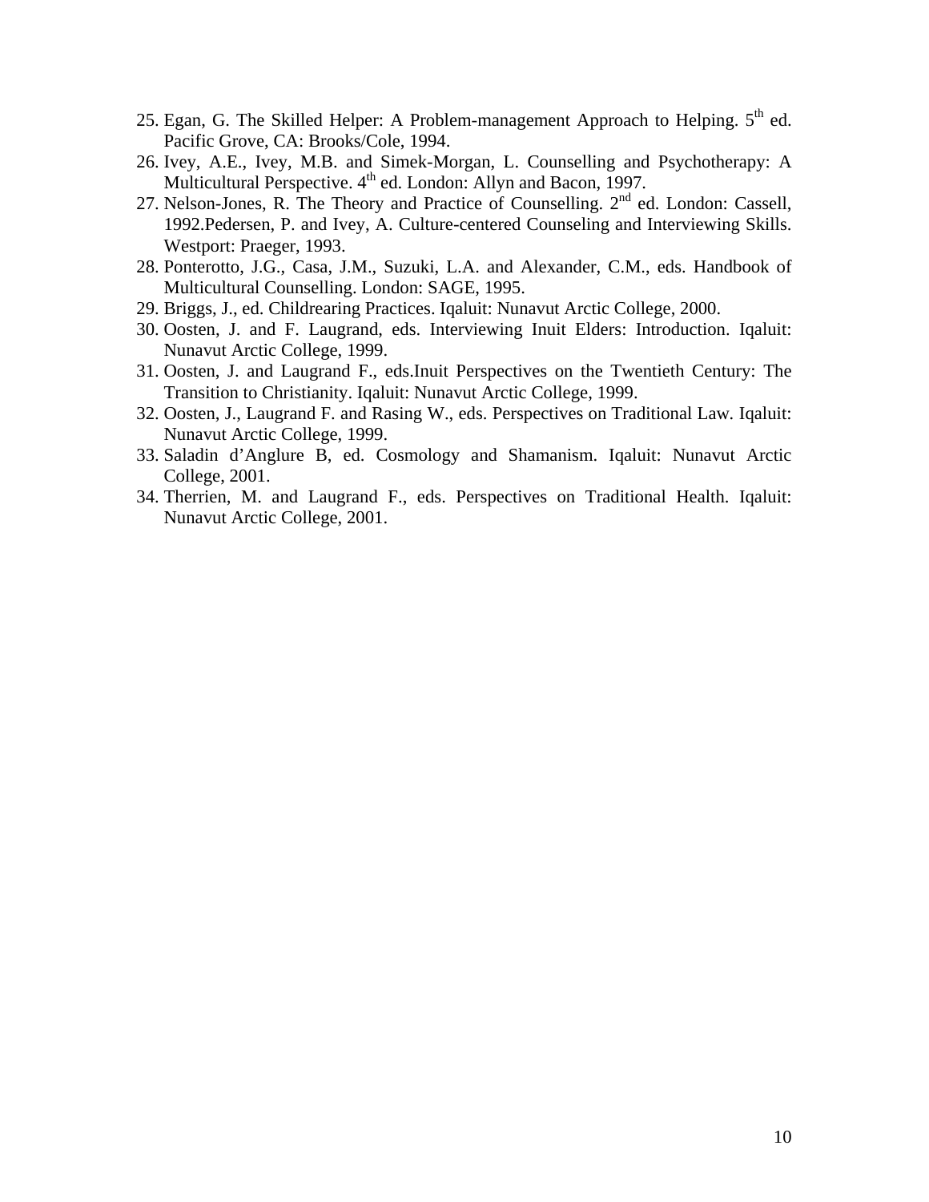25. Egan, G. The Skilled Helper: A Problem-management Approach to Helping. 5th ed. Pacific Grove, CA: Brooks/Cole, 1994.
26. Ivey, A.E., Ivey, M.B. and Simek-Morgan, L. Counselling and Psychotherapy: A Multicultural Perspective. 4th ed. London: Allyn and Bacon, 1997.
27. Nelson-Jones, R. The Theory and Practice of Counselling. 2nd ed. London: Cassell, 1992.Pedersen, P. and Ivey, A. Culture-centered Counseling and Interviewing Skills. Westport: Praeger, 1993.
28. Ponterotto, J.G., Casa, J.M., Suzuki, L.A. and Alexander, C.M., eds. Handbook of Multicultural Counselling. London: SAGE, 1995.
29. Briggs, J., ed. Childrearing Practices. Iqaluit: Nunavut Arctic College, 2000.
30. Oosten, J. and F. Laugrand, eds. Interviewing Inuit Elders: Introduction. Iqaluit: Nunavut Arctic College, 1999.
31. Oosten, J. and Laugrand F., eds.Inuit Perspectives on the Twentieth Century: The Transition to Christianity. Iqaluit: Nunavut Arctic College, 1999.
32. Oosten, J., Laugrand F. and Rasing W., eds. Perspectives on Traditional Law. Iqaluit: Nunavut Arctic College, 1999.
33. Saladin d'Anglure B, ed. Cosmology and Shamanism. Iqaluit: Nunavut Arctic College, 2001.
34. Therrien, M. and Laugrand F., eds. Perspectives on Traditional Health. Iqaluit: Nunavut Arctic College, 2001.